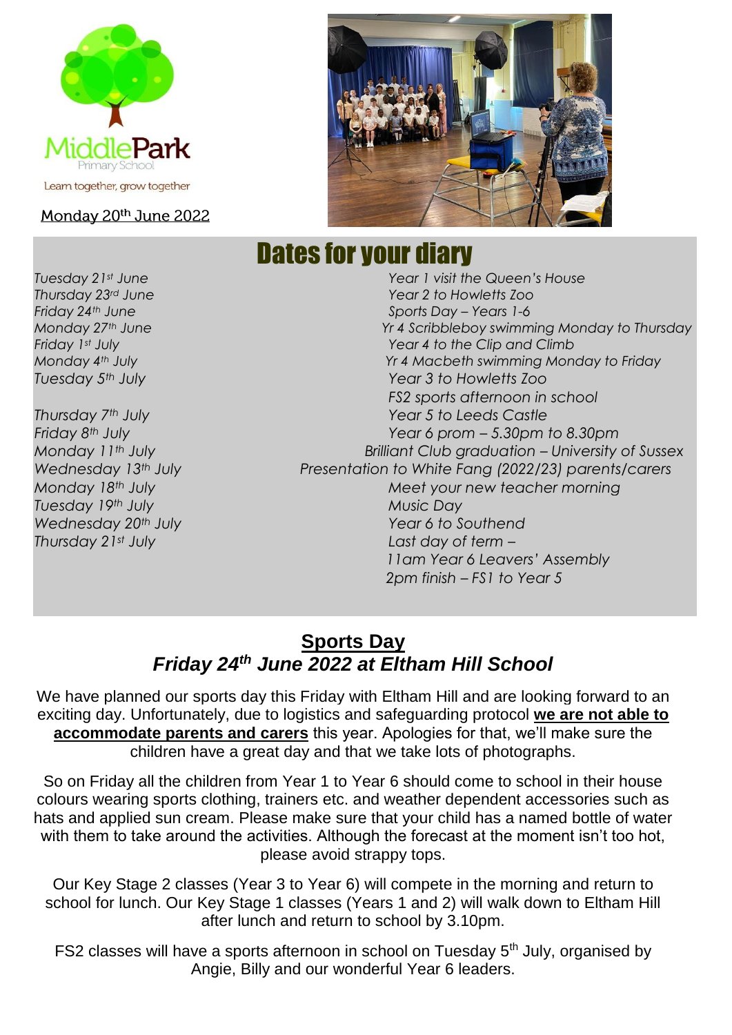Middle Park Primary School

Learn together, grow together

Monday 20th June 2022

# Dates for your diary

| | |
|---|---|
| *Tuesday 21st June* | *Year 1 visit the Queen's House* |
| *Thursday 23rd June* | *Year 2 to Howletts Zoo* |
| *Friday 24th June* | *Sports Day – Years 1-6* |
| *Monday 27th June* | *Yr 4 Scribbleboy swimming Monday to Thursday* |
| *Friday 1st July* | *Year 4 to the Clip and Climb* |
| *Monday 4th July* | *Yr 4 Macbeth swimming Monday to Friday* |
| *Tuesday 5th July* | *Year 3 to Howletts Zoo*<br>*FS2 sports afternoon in school* |
| *Thursday 7th July* | *Year 5 to Leeds Castle* |
| *Friday 8th July* | *Year 6 prom – 5.30pm to 8.30pm* |
| *Monday 11th July* | *Brilliant Club graduation – University of Sussex* |
| *Wednesday 13th July* | *Presentation to White Fang (2022/23) parents/carers* |
| *Monday 18th July* | *Meet your new teacher morning* |
| *Tuesday 19th July* | *Music Day* |
| *Wednesday 20th July* | *Year 6 to Southend* |
| *Thursday 21st July* | *Last day of term –*<br>*11am Year 6 Leavers' Assembly*<br>*2pm finish – FS1 to Year 5* |

## Sports Day
### *Friday 24th June 2022 at Eltham Hill School*

We have planned our sports day this Friday with Eltham Hill and are looking forward to an exciting day. Unfortunately, due to logistics and safeguarding protocol **we are not able to accommodate parents and carers** this year. Apologies for that, we'll make sure the children have a great day and that we take lots of photographs.

So on Friday all the children from Year 1 to Year 6 should come to school in their house colours wearing sports clothing, trainers etc. and weather dependent accessories such as hats and applied sun cream. Please make sure that your child has a named bottle of water with them to take around the activities. Although the forecast at the moment isn't too hot, please avoid strappy tops.

Our Key Stage 2 classes (Year 3 to Year 6) will compete in the morning and return to school for lunch. Our Key Stage 1 classes (Years 1 and 2) will walk down to Eltham Hill after lunch and return to school by 3.10pm.

FS2 classes will have a sports afternoon in school on Tuesday 5th July, organised by Angie, Billy and our wonderful Year 6 leaders.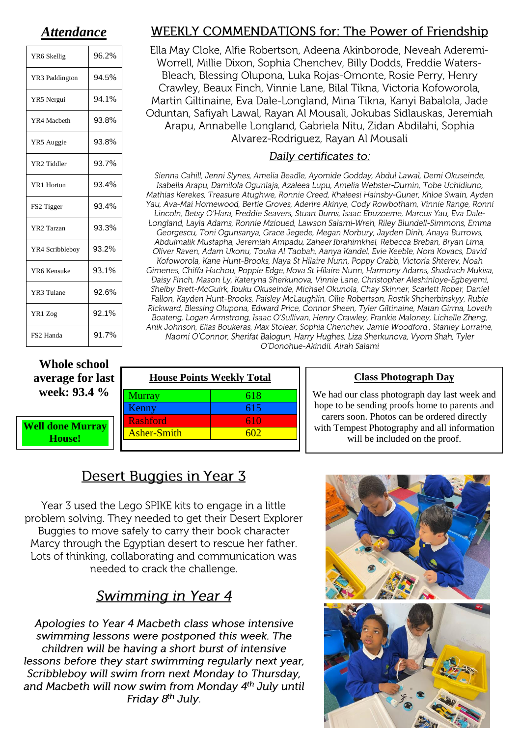## *Attendance*

| | |
|---|---|
| YR6 Skellig | 96.2% |
| YR3 Paddington | 94.5% |
| YR5 Nergui | 94.1% |
| YR4 Macbeth | 93.8% |
| YR5 Auggie | 93.8% |
| YR2 Tiddler | 93.7% |
| YR1 Horton | 93.4% |
| FS2 Tigger | 93.4% |
| YR2 Tarzan | 93.3% |
| YR4 Scribbleboy | 93.2% |
| YR6 Kensuke | 93.1% |
| YR3 Tulane | 92.6% |
| YR1 Zog | 92.1% |
| FS2 Handa | 91.7% |

**Whole school average for last week: 93.4 %**

**Well done Murray House!**

## WEEKLY COMMENDATIONS for: The Power of Friendship

Ella May Cloke, Alfie Robertson, Adeena Akinborode, Neveah Aderemi-Worrell, Millie Dixon, Sophia Chenchev, Billy Dodds, Freddie Waters-Bleach, Blessing Olupona, Luka Rojas-Omonte, Rosie Perry, Henry Crawley, Beaux Finch, Vinnie Lane, Bilal Tikna, Victoria Kofoworola, Martin Giltinaine, Eva Dale-Longland, Mina Tikna, Kanyi Babalola, Jade Oduntan, Safiyah Lawal, Rayan Al Mousali, Jokubas Sidlauskas, Jeremiah Arapu, Annabelle Longland, Gabriela Nitu, Zidan Abdilahi, Sophia Alvarez-Rodriguez, Rayan Al Mousali

### Daily certificates to:

*Sienna Cahill, Jenni Slynes, Amelia Beadle, Ayomide Godday, Abdul Lawal, Demi Okuseinde, Isabella Arapu, Damilola Ogunlaja, Azaleea Lupu, Amelia Webster-Durnin, Tobe Uchidiuno, Mathias Kerekes, Treasure Atughwe, Ronnie Creed, Khaleesi Hainsby-Guner, Khloe Swain, Ayden Yau, Ava-Mai Homewood, Bertie Groves, Aderire Akinye, Cody Rowbotham, Vinnie Range, Ronni Lincoln, Betsy O'Hara, Freddie Seavers, Stuart Burns, Isaac Ebuzoeme, Marcus Yau, Eva Dale-Longland, Layla Adams, Ronnie Mzioued, Lawson Salami-Wreh, Riley Blundell-Simmons, Emma Georgescu, Toni Ogunsanya, Grace Jegede, Megan Norbury, Jayden Dinh, Anaya Burrows, Abdulmalik Mustapha, Jeremiah Ampadu, Zaheer Ibrahimkhel, Rebecca Breban, Bryan Lima, Oliver Raven, Adam Ukonu, Touka Al Taobah, Aanya Kandel, Evie Keeble, Nora Kovacs, David Kofoworola, Kane Hunt-Brooks, Naya St Hilaire Nunn, Poppy Crabb, Victoria Shterev, Noah Gimenes, Chiffa Hachou, Poppie Edge, Nova St Hilaire Nunn, Harmony Adams, Shadrach Mukisa, Daisy Finch, Mason Ly, Kateryna Sherkunova, Vinnie Lane, Christopher Aleshinloye-Egbeyemi, Shelby Brett-McGuirk, Ibuku Okuseinde, Michael Okunola, Chay Skinner, Scarlett Roper, Daniel Fallon, Kayden Hunt-Brooks, Paisley McLaughlin, Ollie Robertson, Rostik Shcherbinskyy, Rubie Rickward, Blessing Olupona, Edward Price, Connor Sheen, Tyler Giltinaine, Natan Girma, Loveth Boateng, Logan Armstrong, Isaac O'Sullivan, Henry Crawley, Frankie Maloney, Lichelle Zheng, Anik Johnson, Elias Boukeras, Max Stolear, Sophia Chenchev, Jamie Woodford., Stanley Lorraine, Naomi O'Connor, Sherifat Balogun, Harry Hughes, Liza Sherkunova, Vyom Shah, Tyler O'Donohue-Akindii. Airah Salami*

**House Points Weekly Total**

| | |
|---|---|
| Murray | 618 |
| Kenny | 615 |
| Rashford | 610 |
| Asher-Smith | 602 |

**Class Photograph Day**

We had our class photograph day last week and hope to be sending proofs home to parents and carers soon. Photos can be ordered directly with Tempest Photography and all information will be included on the proof.

## Desert Buggies in Year 3

Year 3 used the Lego SPIKE kits to engage in a little problem solving. They needed to get their Desert Explorer Buggies to move safely to carry their book character Marcy through the Egyptian desert to rescue her father. Lots of thinking, collaborating and communication was needed to crack the challenge.

## *Swimming in Year 4*

*Apologies to Year 4 Macbeth class whose intensive swimming lessons were postponed this week. The children will be having a short burst of intensive lessons before they start swimming regularly next year, Scribbleboy will swim from next Monday to Thursday, and Macbeth will now swim from Monday 4th July until Friday 8th July.*